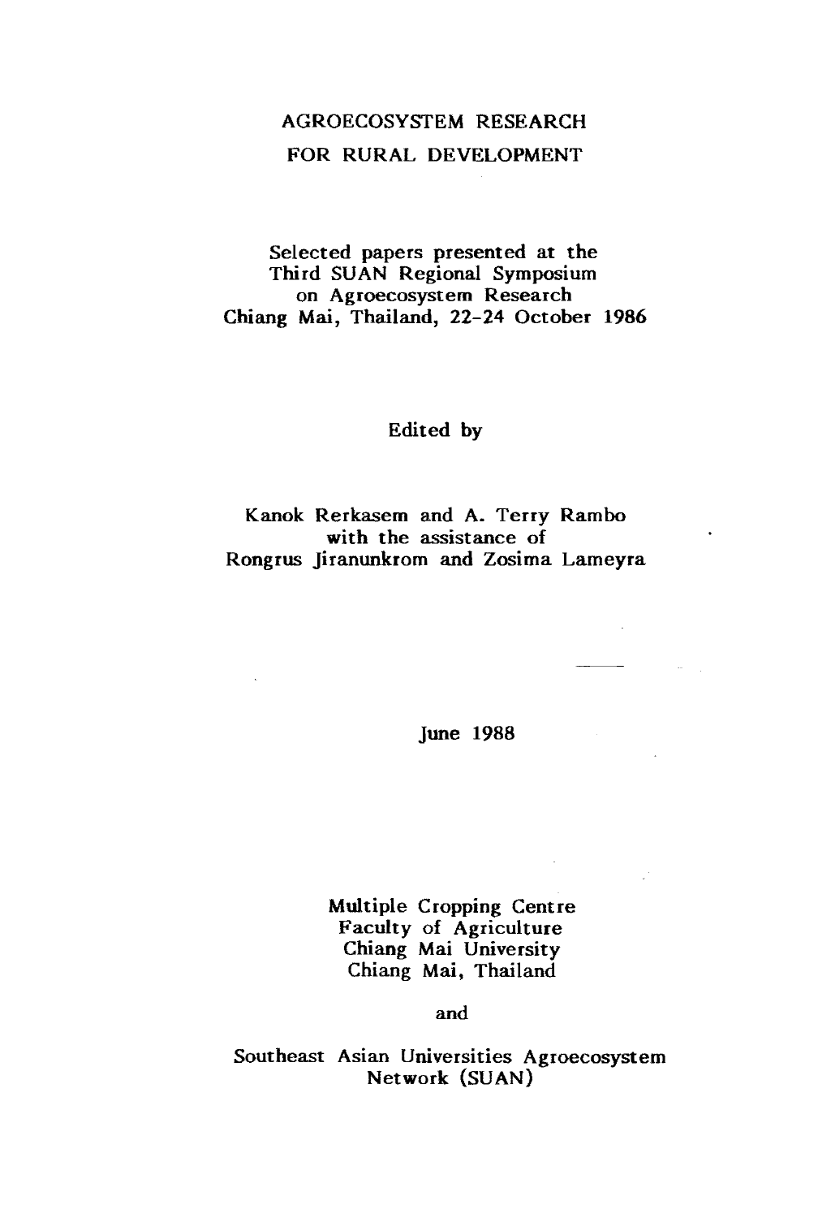# AGROECOSYSTEM RESEARCH FOR RURAL DEVELOPMENT

Selected papers presented at the
Third SUAN Regional Symposium
on Agroecosystem Research
Chiang Mai, Thailand, 22-24 October 1986

Edited by

Kanok Rerkasem and A. Terry Rambo
with the assistance of
Rongrus Jiranunkrom and Zosima Lameyra

June 1988

Multiple Cropping Centre
Faculty of Agriculture
Chiang Mai University
Chiang Mai, Thailand

and

Southeast Asian Universities Agroecosystem
Network (SUAN)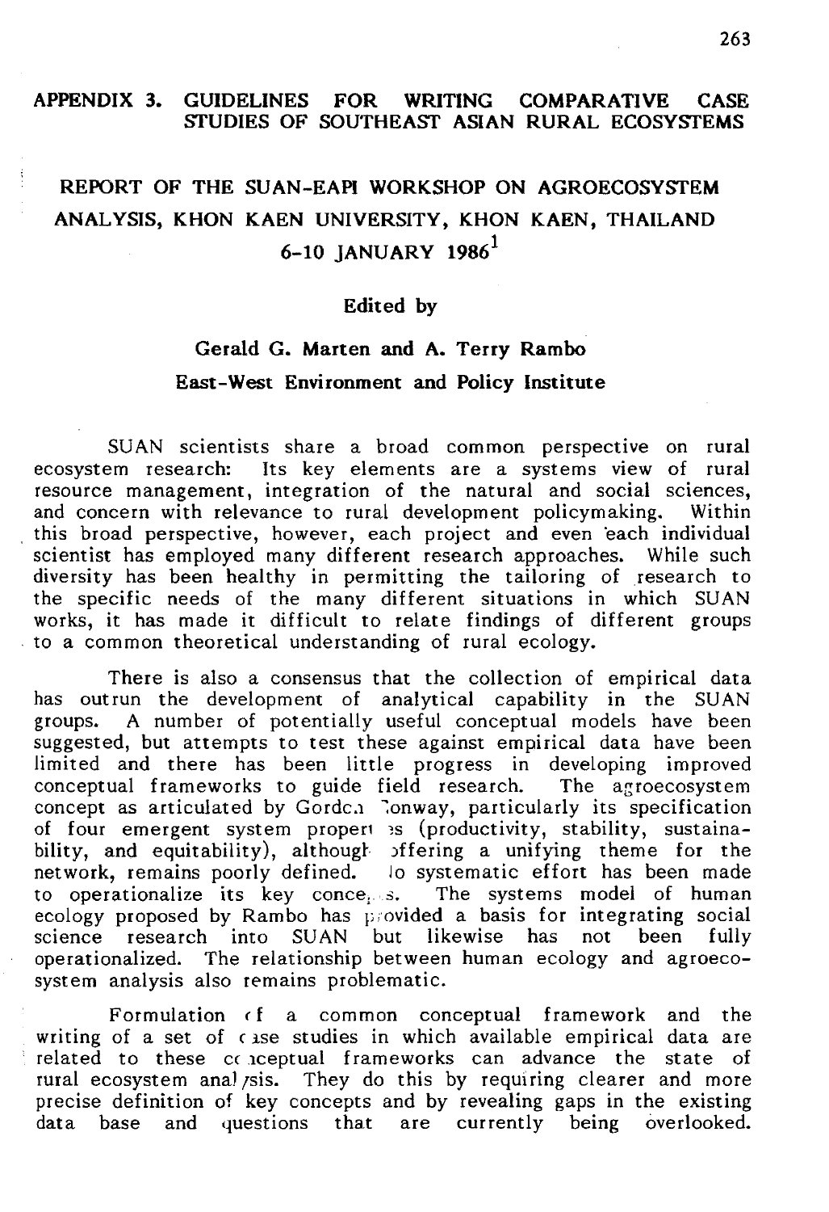# APPENDIX 3. GUIDELINES FOR WRITING COMPARATIVE CASE STUDIES OF SOUTHEAST ASIAN RURAL ECOSYSTEMS

## REPORT OF THE SUAN-EAPI WORKSHOP ON AGROECOSYSTEM ANALYSIS, KHON KAEN UNIVERSITY, KHON KAEN, THAILAND 6-10 JANUARY 1986[1]

**Edited by**

**Gerald G. Marten and A. Terry Rambo**

**East-West Environment and Policy Institute**

SUAN scientists share a broad common perspective on rural ecosystem research: Its key elements are a systems view of rural resource management, integration of the natural and social sciences, and concern with relevance to rural development policymaking. Within this broad perspective, however, each project and even each individual scientist has employed many different research approaches. While such diversity has been healthy in permitting the tailoring of research to the specific needs of the many different situations in which SUAN works, it has made it difficult to relate findings of different groups to a common theoretical understanding of rural ecology.

There is also a consensus that the collection of empirical data has outrun the development of analytical capability in the SUAN groups. A number of potentially useful conceptual models have been suggested, but attempts to test these against empirical data have been limited and there has been little progress in developing improved conceptual frameworks to guide field research. The agroecosystem concept as articulated by Gordon Conway, particularly its specification of four emergent system properties (productivity, stability, sustainability, and equitability), although offering a unifying theme for the network, remains poorly defined. No systematic effort has been made to operationalize its key concepts. The systems model of human ecology proposed by Rambo has provided a basis for integrating social science research into SUAN but likewise has not been fully operationalized. The relationship between human ecology and agroecosystem analysis also remains problematic.

Formulation of a common conceptual framework and the writing of a set of case studies in which available empirical data are related to these conceptual frameworks can advance the state of rural ecosystem analysis. They do this by requiring clearer and more precise definition of key concepts and by revealing gaps in the existing data base and questions that are currently being overlooked.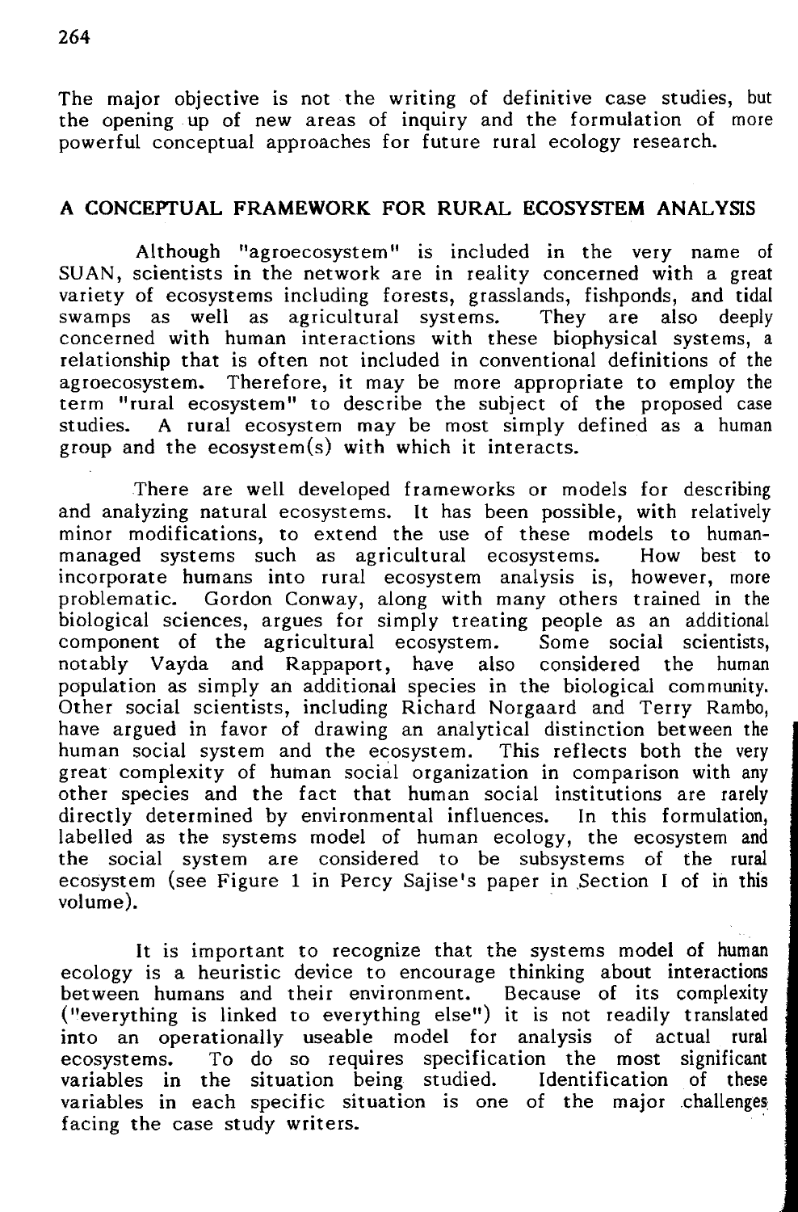The major objective is not the writing of definitive case studies, but the opening up of new areas of inquiry and the formulation of more powerful conceptual approaches for future rural ecology research.

## A CONCEPTUAL FRAMEWORK FOR RURAL ECOSYSTEM ANALYSIS

Although "agroecosystem" is included in the very name of SUAN, scientists in the network are in reality concerned with a great variety of ecosystems including forests, grasslands, fishponds, and tidal swamps as well as agricultural systems. They are also deeply concerned with human interactions with these biophysical systems, a relationship that is often not included in conventional definitions of the agroecosystem. Therefore, it may be more appropriate to employ the term "rural ecosystem" to describe the subject of the proposed case studies. A rural ecosystem may be most simply defined as a human group and the ecosystem(s) with which it interacts.

There are well developed frameworks or models for describing and analyzing natural ecosystems. It has been possible, with relatively minor modifications, to extend the use of these models to human-managed systems such as agricultural ecosystems. How best to incorporate humans into rural ecosystem analysis is, however, more problematic. Gordon Conway, along with many others trained in the biological sciences, argues for simply treating people as an additional component of the agricultural ecosystem. Some social scientists, notably Vayda and Rappaport, have also considered the human population as simply an additional species in the biological community. Other social scientists, including Richard Norgaard and Terry Rambo, have argued in favor of drawing an analytical distinction between the human social system and the ecosystem. This reflects both the very great complexity of human social organization in comparison with any other species and the fact that human social institutions are rarely directly determined by environmental influences. In this formulation, labelled as the systems model of human ecology, the ecosystem and the social system are considered to be subsystems of the rural ecosystem (see Figure 1 in Percy Sajise's paper in Section I of in this volume).

It is important to recognize that the systems model of human ecology is a heuristic device to encourage thinking about interactions between humans and their environment. Because of its complexity ("everything is linked to everything else") it is not readily translated into an operationally useable model for analysis of actual rural ecosystems. To do so requires specification the most significant variables in the situation being studied. Identification of these variables in each specific situation is one of the major challenges facing the case study writers.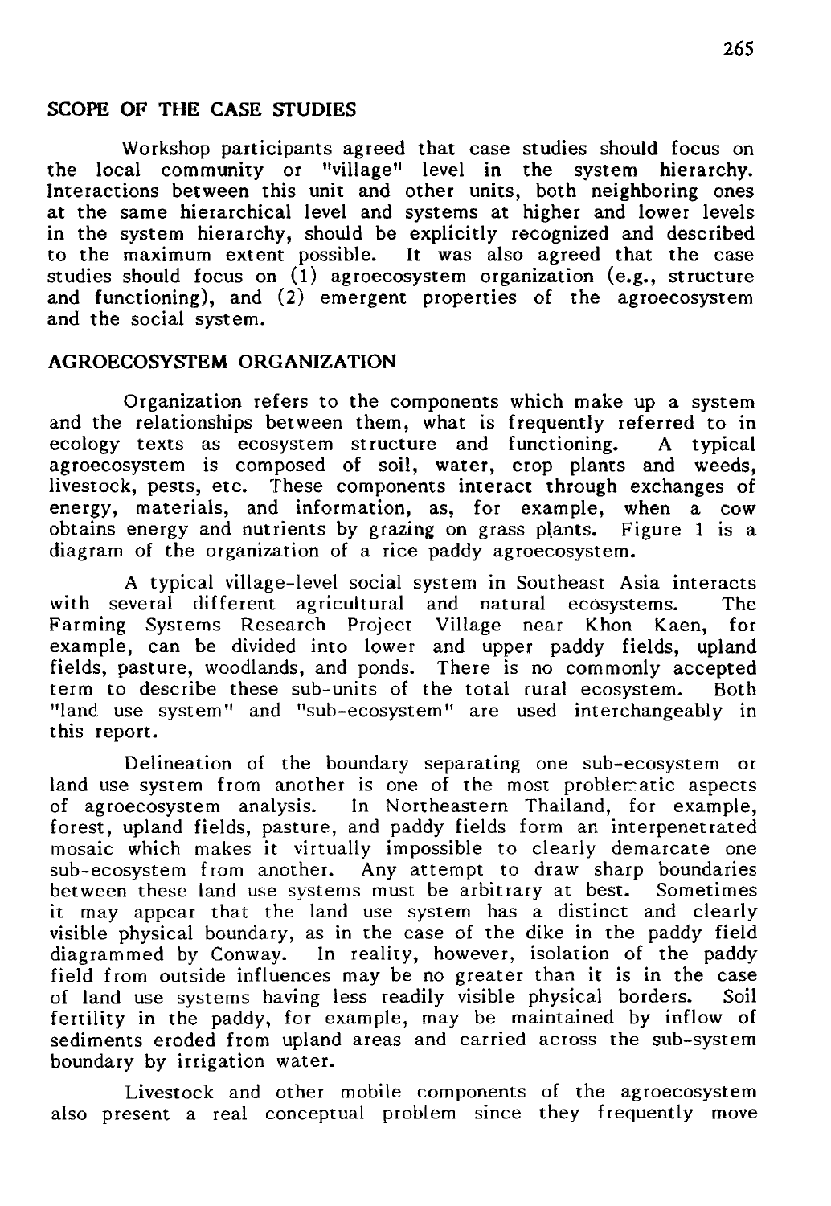## SCOPE OF THE CASE STUDIES

Workshop participants agreed that case studies should focus on the local community or "village" level in the system hierarchy. Interactions between this unit and other units, both neighboring ones at the same hierarchical level and systems at higher and lower levels in the system hierarchy, should be explicitly recognized and described to the maximum extent possible. It was also agreed that the case studies should focus on (1) agroecosystem organization (e.g., structure and functioning), and (2) emergent properties of the agroecosystem and the social system.

## AGROECOSYSTEM ORGANIZATION

Organization refers to the components which make up a system and the relationships between them, what is frequently referred to in ecology texts as ecosystem structure and functioning. A typical agroecosystem is composed of soil, water, crop plants and weeds, livestock, pests, etc. These components interact through exchanges of energy, materials, and information, as, for example, when a cow obtains energy and nutrients by grazing on grass plants. Figure 1 is a diagram of the organization of a rice paddy agroecosystem.

A typical village-level social system in Southeast Asia interacts with several different agricultural and natural ecosystems. The Farming Systems Research Project Village near Khon Kaen, for example, can be divided into lower and upper paddy fields, upland fields, pasture, woodlands, and ponds. There is no commonly accepted term to describe these sub-units of the total rural ecosystem. Both "land use system" and "sub-ecosystem" are used interchangeably in this report.

Delineation of the boundary separating one sub-ecosystem or land use system from another is one of the most problematic aspects of agroecosystem analysis. In Northeastern Thailand, for example, forest, upland fields, pasture, and paddy fields form an interpenetrated mosaic which makes it virtually impossible to clearly demarcate one sub-ecosystem from another. Any attempt to draw sharp boundaries between these land use systems must be arbitrary at best. Sometimes it may appear that the land use system has a distinct and clearly visible physical boundary, as in the case of the dike in the paddy field diagrammed by Conway. In reality, however, isolation of the paddy field from outside influences may be no greater than it is in the case of land use systems having less readily visible physical borders. Soil fertility in the paddy, for example, may be maintained by inflow of sediments eroded from upland areas and carried across the sub-system boundary by irrigation water.

Livestock and other mobile components of the agroecosystem also present a real conceptual problem since they frequently move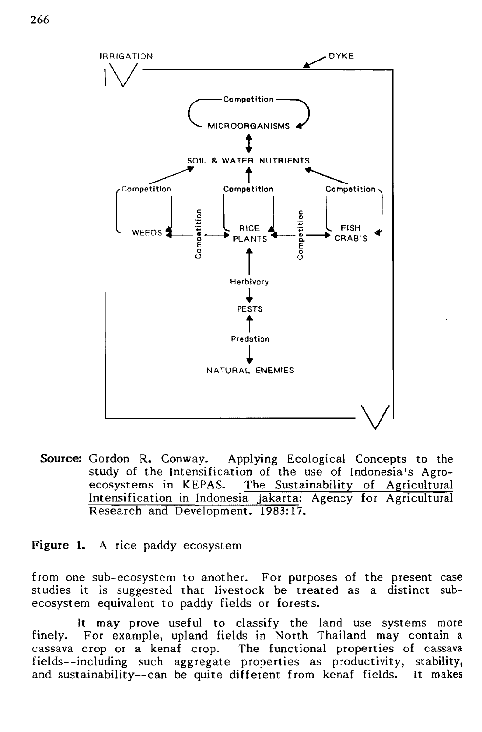IRRIGATION

DYKE

Competition

MICROORGANISMS

SOIL & WATER NUTRIENTS

Competition | Competition | Competition

WEEDS | Competition | RICE PLANTS | Competition | FISH CRAB'S

Herbivory

PESTS

Predation

NATURAL ENEMIES

**Source:** Gordon R. Conway. Applying Ecological Concepts to the study of the Intensification of the use of Indonesia's Agro-ecosystems in KEPAS. The Sustainability of Agricultural Intensification in Indonesia Jakarta: Agency for Agricultural Research and Development. 1983:17.

**Figure 1.** A rice paddy ecosystem

from one sub-ecosystem to another. For purposes of the present case studies it is suggested that livestock be treated as a distinct sub-ecosystem equivalent to paddy fields or forests.

It may prove useful to classify the land use systems more finely. For example, upland fields in North Thailand may contain a cassava crop or a kenaf crop. The functional properties of cassava fields--including such aggregate properties as productivity, stability, and sustainability--can be quite different from kenaf fields. It makes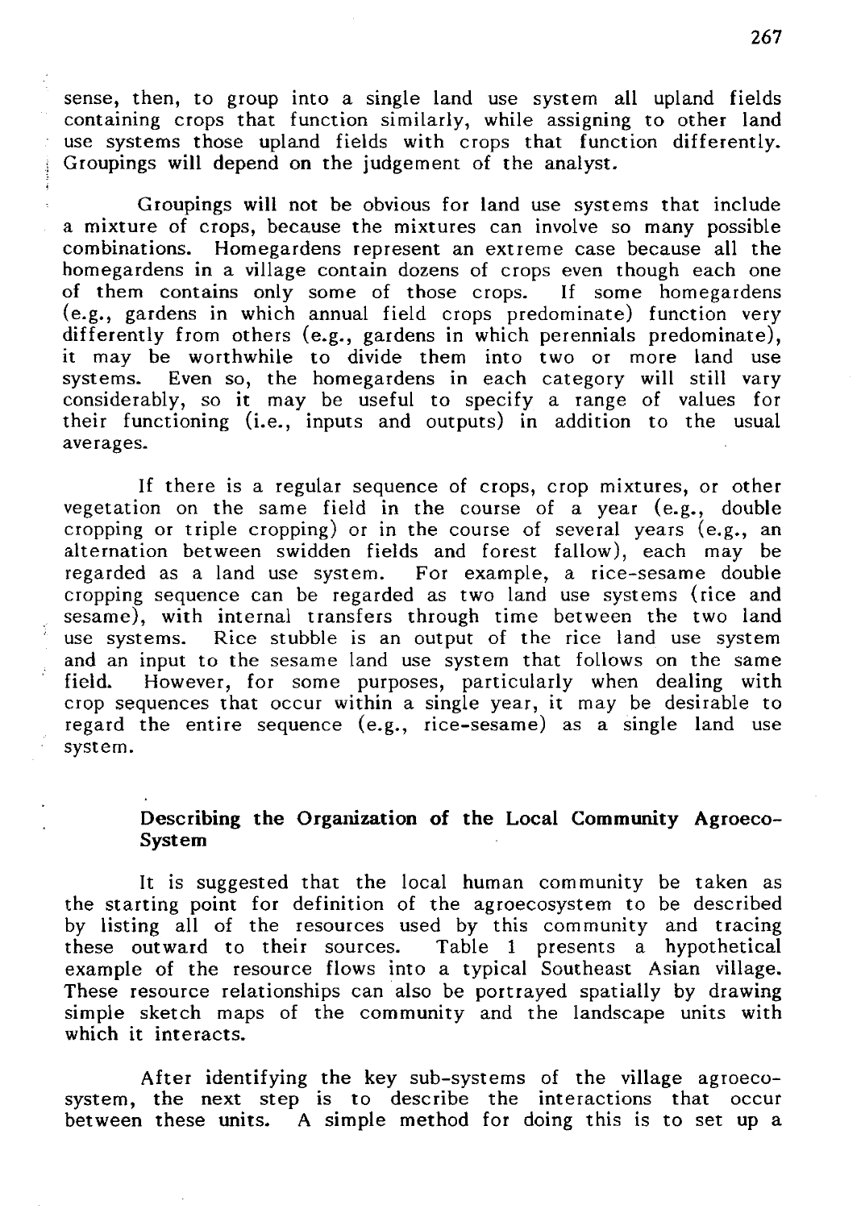sense, then, to group into a single land use system all upland fields containing crops that function similarly, while assigning to other land use systems those upland fields with crops that function differently. Groupings will depend on the judgement of the analyst.

Groupings will not be obvious for land use systems that include a mixture of crops, because the mixtures can involve so many possible combinations. Homegardens represent an extreme case because all the homegardens in a village contain dozens of crops even though each one of them contains only some of those crops. If some homegardens (e.g., gardens in which annual field crops predominate) function very differently from others (e.g., gardens in which perennials predominate), it may be worthwhile to divide them into two or more land use systems. Even so, the homegardens in each category will still vary considerably, so it may be useful to specify a range of values for their functioning (i.e., inputs and outputs) in addition to the usual averages.

If there is a regular sequence of crops, crop mixtures, or other vegetation on the same field in the course of a year (e.g., double cropping or triple cropping) or in the course of several years (e.g., an alternation between swidden fields and forest fallow), each may be regarded as a land use system. For example, a rice-sesame double cropping sequence can be regarded as two land use systems (rice and sesame), with internal transfers through time between the two land use systems. Rice stubble is an output of the rice land use system and an input to the sesame land use system that follows on the same field. However, for some purposes, particularly when dealing with crop sequences that occur within a single year, it may be desirable to regard the entire sequence (e.g., rice-sesame) as a single land use system.

## Describing the Organization of the Local Community Agroeco-System

It is suggested that the local human community be taken as the starting point for definition of the agroecosystem to be described by listing all of the resources used by this community and tracing these outward to their sources. Table 1 presents a hypothetical example of the resource flows into a typical Southeast Asian village. These resource relationships can also be portrayed spatially by drawing simple sketch maps of the community and the landscape units with which it interacts.

After identifying the key sub-systems of the village agroeco-system, the next step is to describe the interactions that occur between these units. A simple method for doing this is to set up a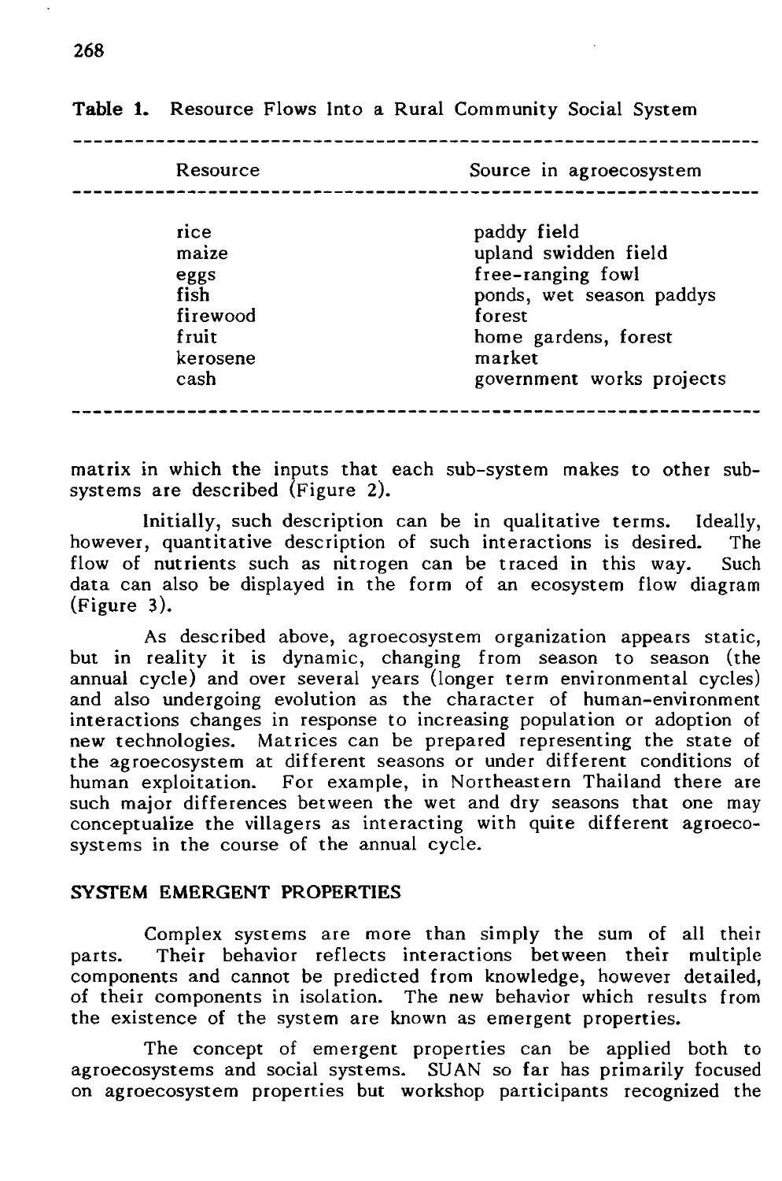Table 1. Resource Flows Into a Rural Community Social System

| Resource | Source in agroecosystem |
|---|---|
| rice | paddy field |
| maize | upland swidden field |
| eggs | free-ranging fowl |
| fish | ponds, wet season paddys |
| firewood | forest |
| fruit | home gardens, forest |
| kerosene | market |
| cash | government works projects |

matrix in which the inputs that each sub-system makes to other sub-systems are described (Figure 2).

Initially, such description can be in qualitative terms. Ideally, however, quantitative description of such interactions is desired. The flow of nutrients such as nitrogen can be traced in this way. Such data can also be displayed in the form of an ecosystem flow diagram (Figure 3).

As described above, agroecosystem organization appears static, but in reality it is dynamic, changing from season to season (the annual cycle) and over several years (longer term environmental cycles) and also undergoing evolution as the character of human-environment interactions changes in response to increasing population or adoption of new technologies. Matrices can be prepared representing the state of the agroecosystem at different seasons or under different conditions of human exploitation. For example, in Northeastern Thailand there are such major differences between the wet and dry seasons that one may conceptualize the villagers as interacting with quite different agroecosystems in the course of the annual cycle.

## SYSTEM EMERGENT PROPERTIES

Complex systems are more than simply the sum of all their parts. Their behavior reflects interactions between their multiple components and cannot be predicted from knowledge, however detailed, of their components in isolation. The new behavior which results from the existence of the system are known as emergent properties.

The concept of emergent properties can be applied both to agroecosystems and social systems. SUAN so far has primarily focused on agroecosystem properties but workshop participants recognized the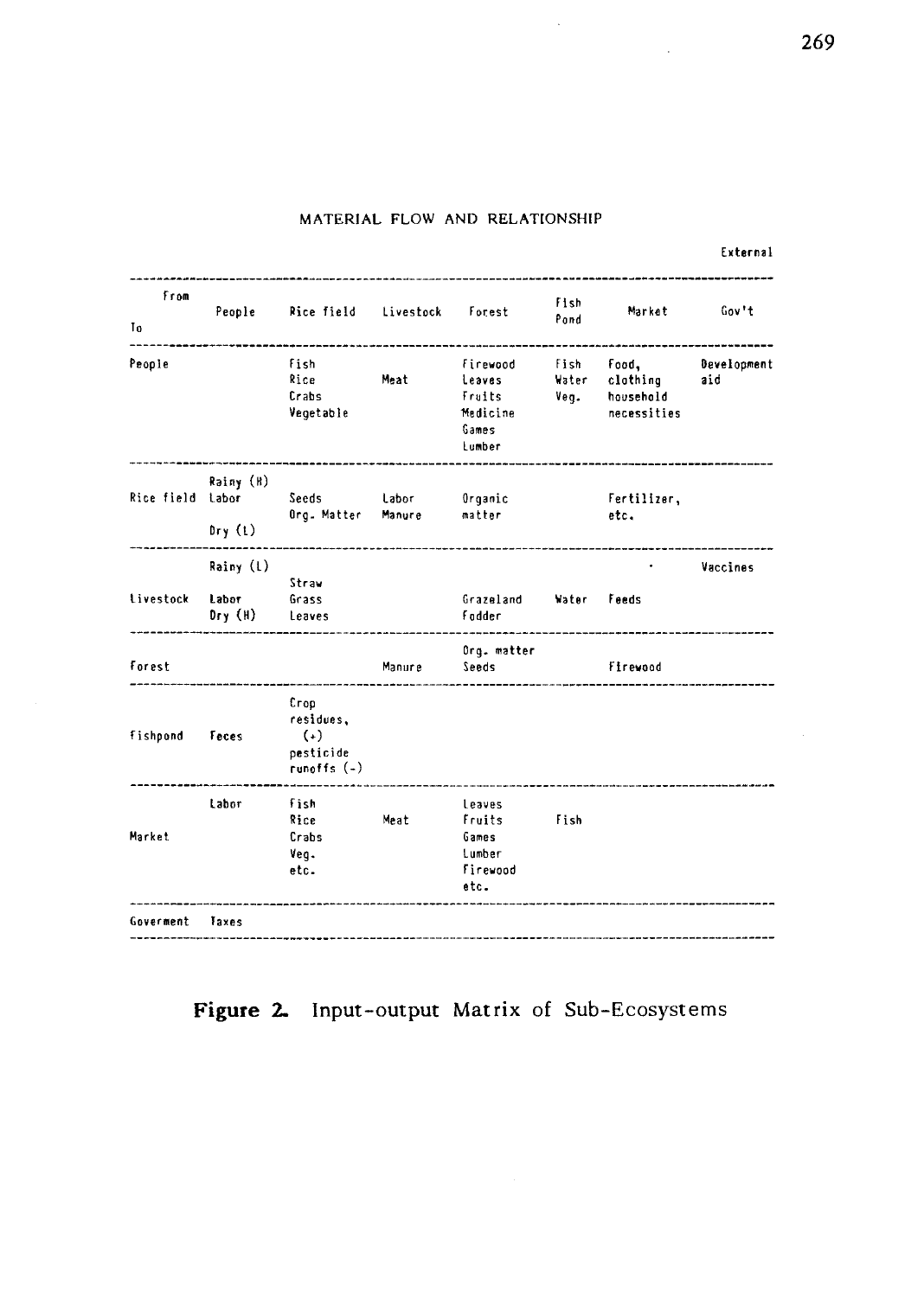MATERIAL FLOW AND RELATIONSHIP

| From / To | People | Rice field | Livestock | Forest | Fish Pond | Market | External Gov't |
|---|---|---|---|---|---|---|---|
| People | | Fish Rice Crabs Vegetable | Meat | Firewood Leaves Fruits Medicine Games Lumber | Fish Water Veg. | Food, clothing household necessities | Development aid |
| Rice field | Rainy (H) Labor Dry (L) | Seeds Org. Matter | Labor Manure | Organic matter | | Fertilizer, etc. | |
| Livestock | Rainy (L) Labor Dry (H) | Straw Grass Leaves | | Grazeland Fodder | Water | Feeds | Vaccines |
| Forest | | | Manure | Org. matter Seeds | | Firewood | |
| Fishpond | Feces | Crop residues, (+) pesticide runoffs (-) | | | | | |
| Market | Labor | Fish Rice Crabs Veg. etc. | Meat | Leaves Fruits Games Lumber Firewood etc. | Fish | | |
| Goverment | Taxes | | | | | | |

**Figure 2.** Input-output Matrix of Sub-Ecosystems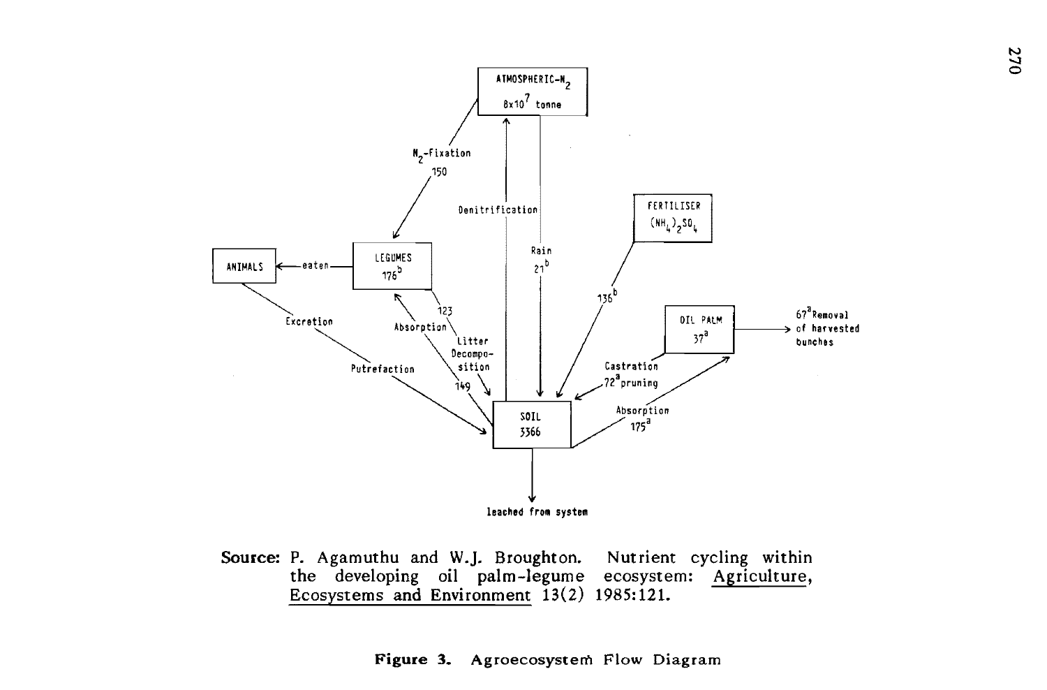**Source:** P. Agamuthu and W.J. Broughton. Nutrient cycling within the developing oil palm-legume ecosystem: Agriculture, Ecosystems and Environment 13(2) 1985:121.

**Figure 3.** Agroecosystem Flow Diagram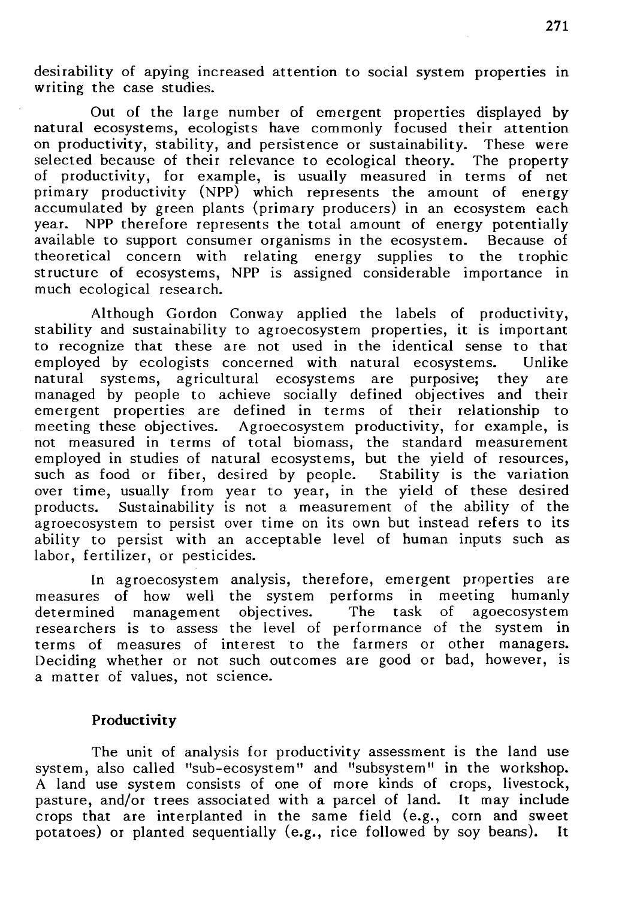desirability of apying increased attention to social system properties in writing the case studies.

Out of the large number of emergent properties displayed by natural ecosystems, ecologists have commonly focused their attention on productivity, stability, and persistence or sustainability. These were selected because of their relevance to ecological theory. The property of productivity, for example, is usually measured in terms of net primary productivity (NPP) which represents the amount of energy accumulated by green plants (primary producers) in an ecosystem each year. NPP therefore represents the total amount of energy potentially available to support consumer organisms in the ecosystem. Because of theoretical concern with relating energy supplies to the trophic structure of ecosystems, NPP is assigned considerable importance in much ecological research.

Although Gordon Conway applied the labels of productivity, stability and sustainability to agroecosystem properties, it is important to recognize that these are not used in the identical sense to that employed by ecologists concerned with natural ecosystems. Unlike natural systems, agricultural ecosystems are purposive; they are managed by people to achieve socially defined objectives and their emergent properties are defined in terms of their relationship to meeting these objectives. Agroecosystem productivity, for example, is not measured in terms of total biomass, the standard measurement employed in studies of natural ecosystems, but the yield of resources, such as food or fiber, desired by people. Stability is the variation over time, usually from year to year, in the yield of these desired products. Sustainability is not a measurement of the ability of the agroecosystem to persist over time on its own but instead refers to its ability to persist with an acceptable level of human inputs such as labor, fertilizer, or pesticides.

In agroecosystem analysis, therefore, emergent properties are measures of how well the system performs in meeting humanly determined management objectives. The task of agoecosystem researchers is to assess the level of performance of the system in terms of measures of interest to the farmers or other managers. Deciding whether or not such outcomes are good or bad, however, is a matter of values, not science.

## Productivity

The unit of analysis for productivity assessment is the land use system, also called "sub-ecosystem" and "subsystem" in the workshop. A land use system consists of one of more kinds of crops, livestock, pasture, and/or trees associated with a parcel of land. It may include crops that are interplanted in the same field (e.g., corn and sweet potatoes) or planted sequentially (e.g., rice followed by soy beans). It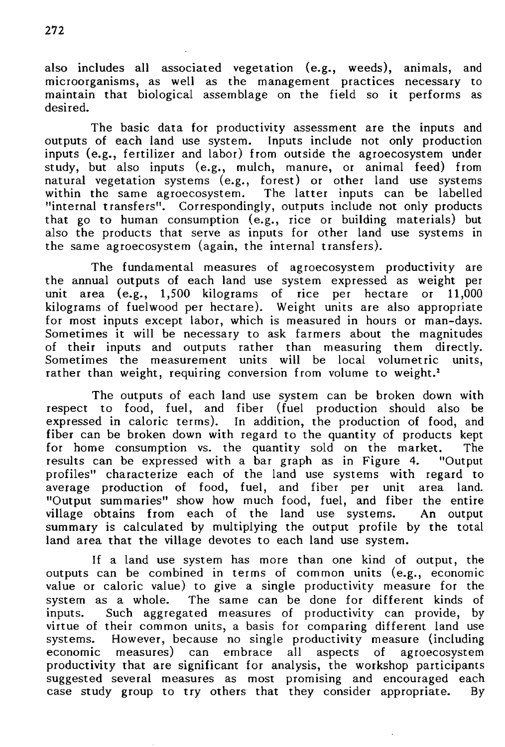also includes all associated vegetation (e.g., weeds), animals, and microorganisms, as well as the management practices necessary to maintain that biological assemblage on the field so it performs as desired.

The basic data for productivity assessment are the inputs and outputs of each land use system. Inputs include not only production inputs (e.g., fertilizer and labor) from outside the agroecosystem under study, but also inputs (e.g., mulch, manure, or animal feed) from natural vegetation systems (e.g., forest) or other land use systems within the same agroecosystem. The latter inputs can be labelled "internal transfers". Correspondingly, outputs include not only products that go to human consumption (e.g., rice or building materials) but also the products that serve as inputs for other land use systems in the same agroecosystem (again, the internal transfers).

The fundamental measures of agroecosystem productivity are the annual outputs of each land use system expressed as weight per unit area (e.g., 1,500 kilograms of rice per hectare or 11,000 kilograms of fuelwood per hectare). Weight units are also appropriate for most inputs except labor, which is measured in hours or man-days. Sometimes it will be necessary to ask farmers about the magnitudes of their inputs and outputs rather than measuring them directly. Sometimes the measurement units will be local volumetric units, rather than weight, requiring conversion from volume to weight.[2]

The outputs of each land use system can be broken down with respect to food, fuel, and fiber (fuel production should also be expressed in caloric terms). In addition, the production of food, and fiber can be broken down with regard to the quantity of products kept for home consumption vs. the quantity sold on the market. The results can be expressed with a bar graph as in Figure 4. "Output profiles" characterize each of the land use systems with regard to average production of food, fuel, and fiber per unit area land. "Output summaries" show how much food, fuel, and fiber the entire village obtains from each of the land use systems. An output summary is calculated by multiplying the output profile by the total land area that the village devotes to each land use system.

If a land use system has more than one kind of output, the outputs can be combined in terms of common units (e.g., economic value or caloric value) to give a single productivity measure for the system as a whole. The same can be done for different kinds of inputs. Such aggregated measures of productivity can provide, by virtue of their common units, a basis for comparing different land use systems. However, because no single productivity measure (including economic measures) can embrace all aspects of agroecosystem productivity that are significant for analysis, the workshop participants suggested several measures as most promising and encouraged each case study group to try others that they consider appropriate. By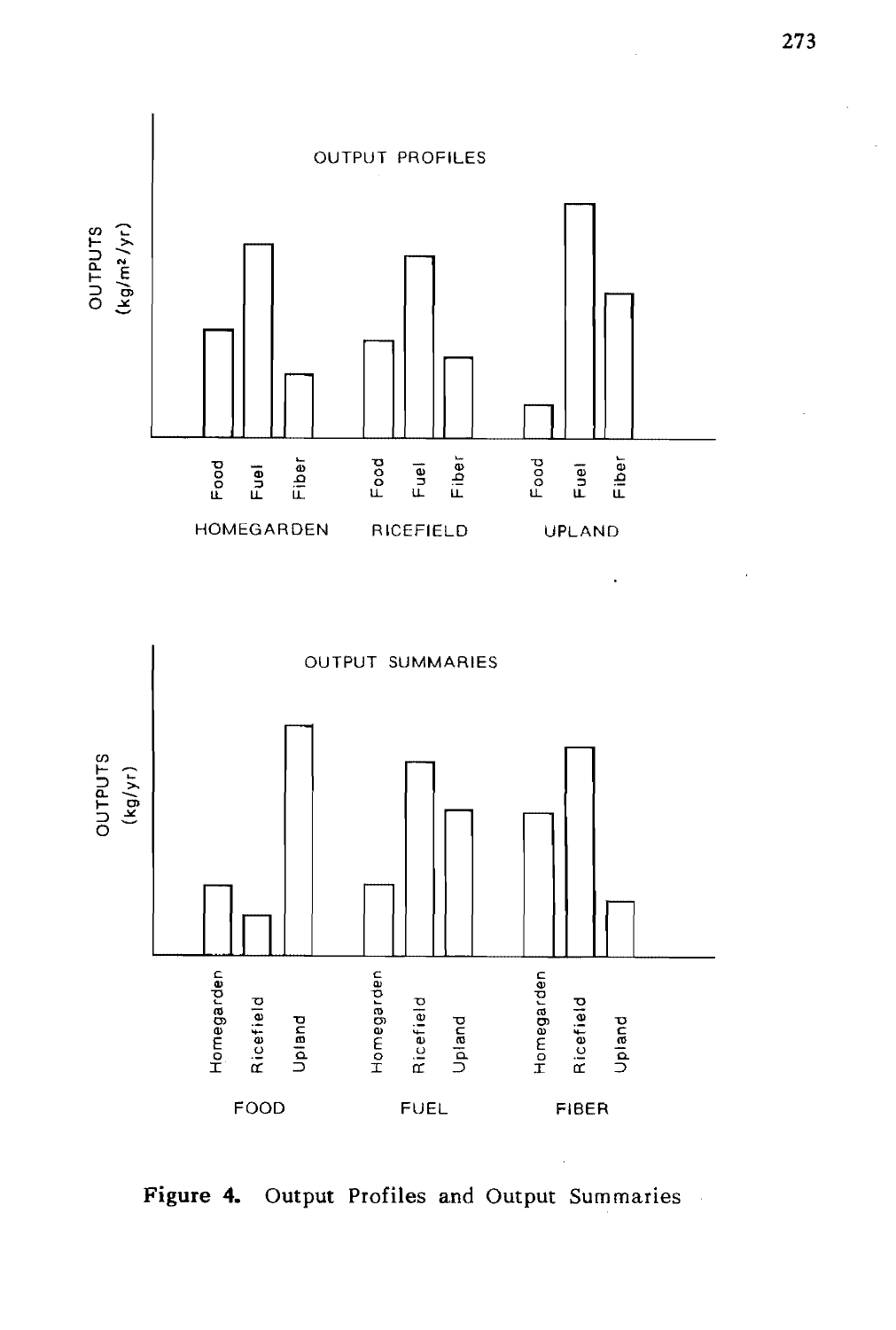OUTPUT PROFILES

OUTPUTS ($kg/m^2/yr$)

Food Fuel Fiber — HOMEGARDEN

Food Fuel Fiber — RICEFIELD

Food Fuel Fiber — UPLAND

OUTPUT SUMMARIES

OUTPUTS ($kg/yr$)

Homegarden Ricefield Upland — FOOD

Homegarden Ricefield Upland — FUEL

Homegarden Ricefield Upland — FIBER

**Figure 4.** Output Profiles and Output Summaries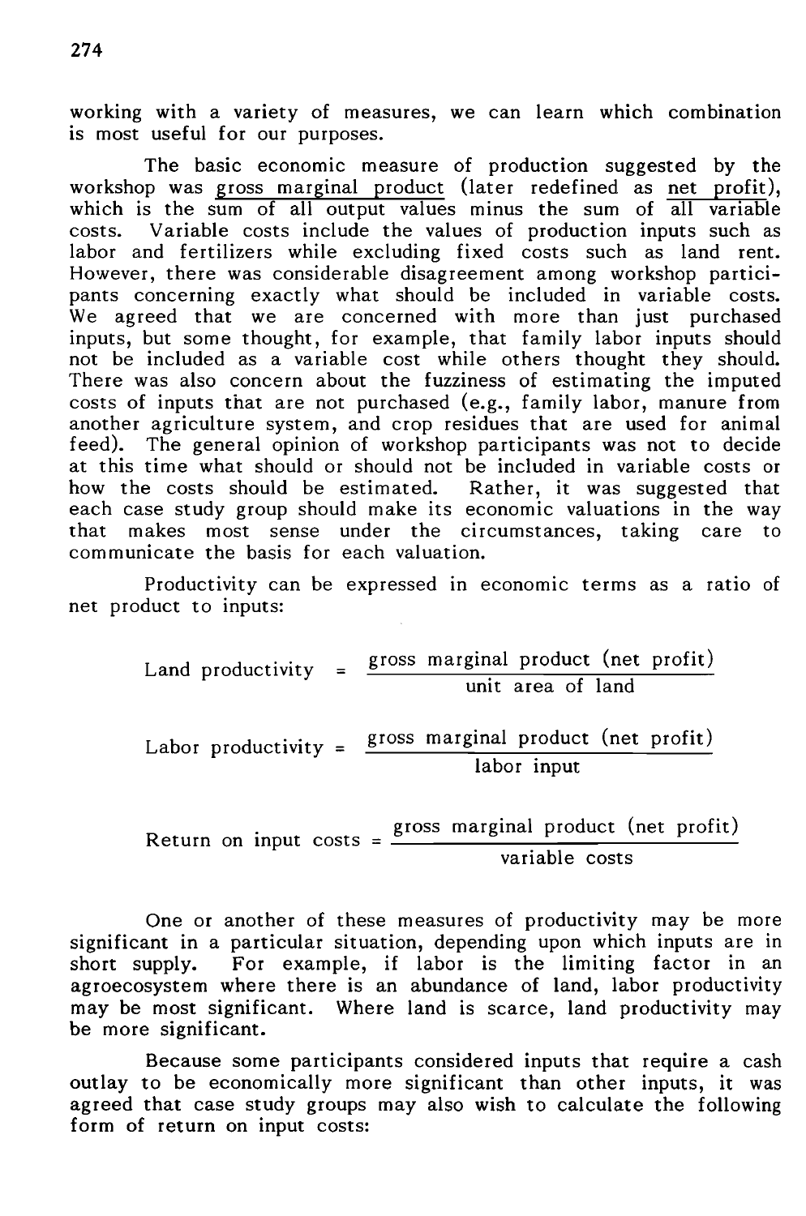working with a variety of measures, we can learn which combination is most useful for our purposes.

The basic economic measure of production suggested by the workshop was gross marginal product (later redefined as net profit), which is the sum of all output values minus the sum of all variable costs. Variable costs include the values of production inputs such as labor and fertilizers while excluding fixed costs such as land rent. However, there was considerable disagreement among workshop participants concerning exactly what should be included in variable costs. We agreed that we are concerned with more than just purchased inputs, but some thought, for example, that family labor inputs should not be included as a variable cost while others thought they should. There was also concern about the fuzziness of estimating the imputed costs of inputs that are not purchased (e.g., family labor, manure from another agriculture system, and crop residues that are used for animal feed). The general opinion of workshop participants was not to decide at this time what should or should not be included in variable costs or how the costs should be estimated. Rather, it was suggested that each case study group should make its economic valuations in the way that makes most sense under the circumstances, taking care to communicate the basis for each valuation.

Productivity can be expressed in economic terms as a ratio of net product to inputs:

$$\text{Land productivity} = \frac{\text{gross marginal product (net profit)}}{\text{unit area of land}}$$

$$\text{Labor productivity} = \frac{\text{gross marginal product (net profit)}}{\text{labor input}}$$

$$\text{Return on input costs} = \frac{\text{gross marginal product (net profit)}}{\text{variable costs}}$$

One or another of these measures of productivity may be more significant in a particular situation, depending upon which inputs are in short supply. For example, if labor is the limiting factor in an agroecosystem where there is an abundance of land, labor productivity may be most significant. Where land is scarce, land productivity may be more significant.

Because some participants considered inputs that require a cash outlay to be economically more significant than other inputs, it was agreed that case study groups may also wish to calculate the following form of return on input costs: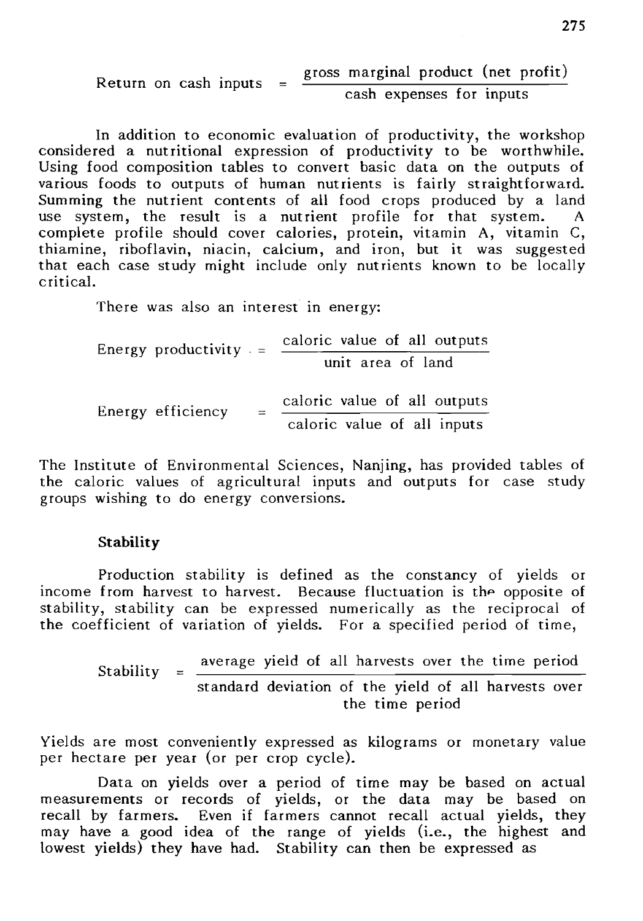$$\text{Return on cash inputs} = \frac{\text{gross marginal product (net profit)}}{\text{cash expenses for inputs}}$$

In addition to economic evaluation of productivity, the workshop considered a nutritional expression of productivity to be worthwhile. Using food composition tables to convert basic data on the outputs of various foods to outputs of human nutrients is fairly straightforward. Summing the nutrient contents of all food crops produced by a land use system, the result is a nutrient profile for that system. A complete profile should cover calories, protein, vitamin A, vitamin C, thiamine, riboflavin, niacin, calcium, and iron, but it was suggested that each case study might include only nutrients known to be locally critical.

There was also an interest in energy:

$$\text{Energy productivity} = \frac{\text{caloric value of all outputs}}{\text{unit area of land}}$$

$$\text{Energy efficiency} = \frac{\text{caloric value of all outputs}}{\text{caloric value of all inputs}}$$

The Institute of Environmental Sciences, Nanjing, has provided tables of the caloric values of agricultural inputs and outputs for case study groups wishing to do energy conversions.

### Stability

Production stability is defined as the constancy of yields or income from harvest to harvest. Because fluctuation is the opposite of stability, stability can be expressed numerically as the reciprocal of the coefficient of variation of yields. For a specified period of time,

$$\text{Stability} = \frac{\text{average yield of all harvests over the time period}}{\text{standard deviation of the yield of all harvests over the time period}}$$

Yields are most conveniently expressed as kilograms or monetary value per hectare per year (or per crop cycle).

Data on yields over a period of time may be based on actual measurements or records of yields, or the data may be based on recall by farmers. Even if farmers cannot recall actual yields, they may have a good idea of the range of yields (i.e., the highest and lowest yields) they have had. Stability can then be expressed as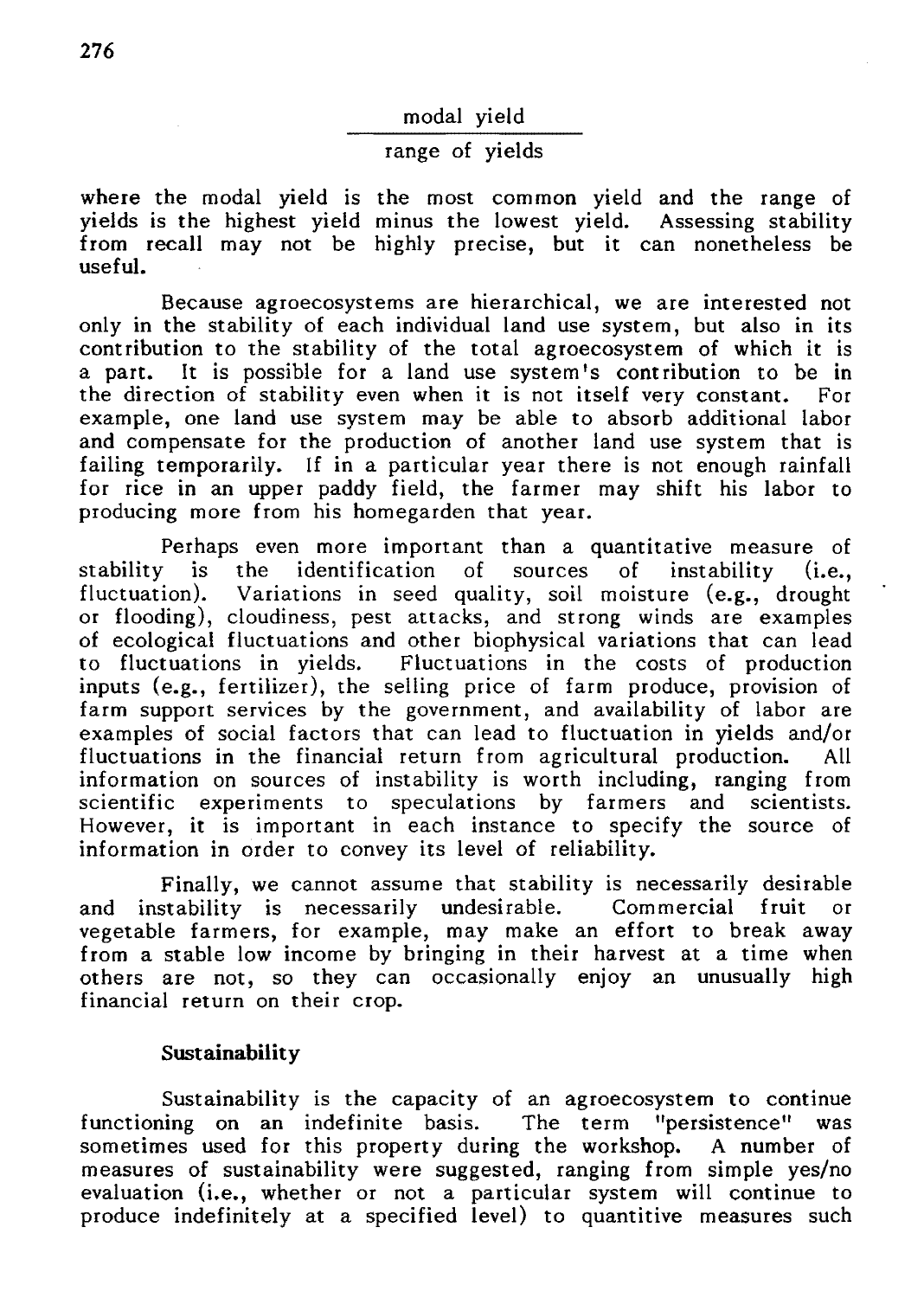$$\frac{\text{modal yield}}{\text{range of yields}}$$

where the modal yield is the most common yield and the range of yields is the highest yield minus the lowest yield. Assessing stability from recall may not be highly precise, but it can nonetheless be useful.

Because agroecosystems are hierarchical, we are interested not only in the stability of each individual land use system, but also in its contribution to the stability of the total agroecosystem of which it is a part. It is possible for a land use system's contribution to be in the direction of stability even when it is not itself very constant. For example, one land use system may be able to absorb additional labor and compensate for the production of another land use system that is failing temporarily. If in a particular year there is not enough rainfall for rice in an upper paddy field, the farmer may shift his labor to producing more from his homegarden that year.

Perhaps even more important than a quantitative measure of stability is the identification of sources of instability (i.e., fluctuation). Variations in seed quality, soil moisture (e.g., drought or flooding), cloudiness, pest attacks, and strong winds are examples of ecological fluctuations and other biophysical variations that can lead to fluctuations in yields. Fluctuations in the costs of production inputs (e.g., fertilizer), the selling price of farm produce, provision of farm support services by the government, and availability of labor are examples of social factors that can lead to fluctuation in yields and/or fluctuations in the financial return from agricultural production. All information on sources of instability is worth including, ranging from scientific experiments to speculations by farmers and scientists. However, it is important in each instance to specify the source of information in order to convey its level of reliability.

Finally, we cannot assume that stability is necessarily desirable and instability is necessarily undesirable. Commercial fruit or vegetable farmers, for example, may make an effort to break away from a stable low income by bringing in their harvest at a time when others are not, so they can occasionally enjoy an unusually high financial return on their crop.

### Sustainability

Sustainability is the capacity of an agroecosystem to continue functioning on an indefinite basis. The term "persistence" was sometimes used for this property during the workshop. A number of measures of sustainability were suggested, ranging from simple yes/no evaluation (i.e., whether or not a particular system will continue to produce indefinitely at a specified level) to quantitive measures such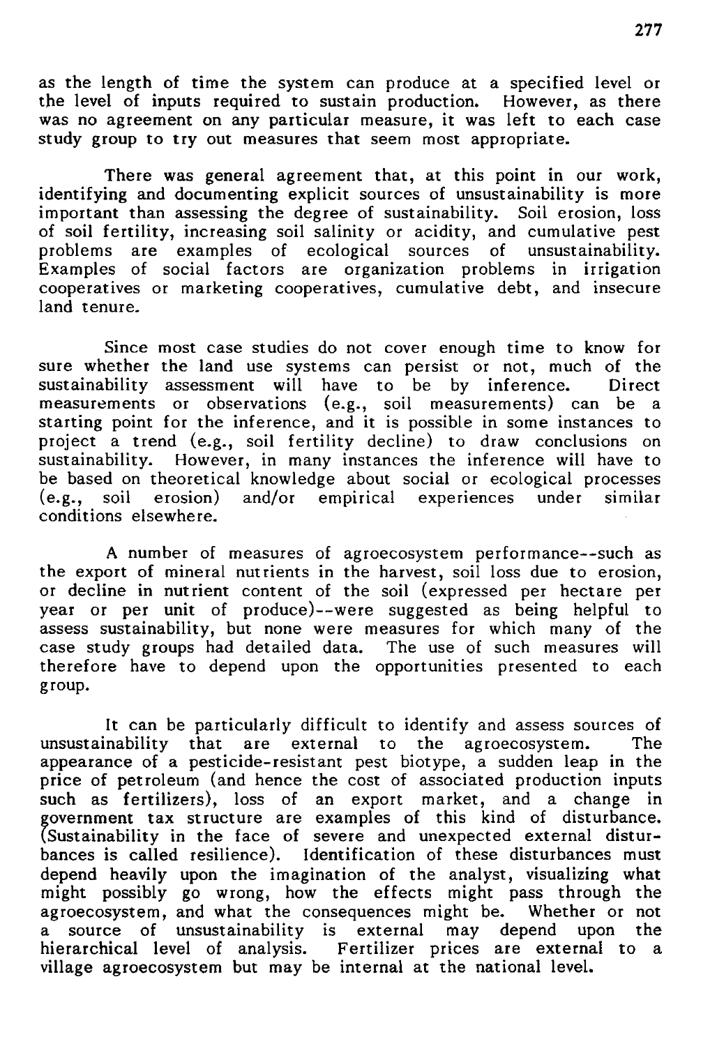as the length of time the system can produce at a specified level or the level of inputs required to sustain production. However, as there was no agreement on any particular measure, it was left to each case study group to try out measures that seem most appropriate.

There was general agreement that, at this point in our work, identifying and documenting explicit sources of unsustainability is more important than assessing the degree of sustainability. Soil erosion, loss of soil fertility, increasing soil salinity or acidity, and cumulative pest problems are examples of ecological sources of unsustainability. Examples of social factors are organization problems in irrigation cooperatives or marketing cooperatives, cumulative debt, and insecure land tenure.

Since most case studies do not cover enough time to know for sure whether the land use systems can persist or not, much of the sustainability assessment will have to be by inference. Direct measurements or observations (e.g., soil measurements) can be a starting point for the inference, and it is possible in some instances to project a trend (e.g., soil fertility decline) to draw conclusions on sustainability. However, in many instances the inference will have to be based on theoretical knowledge about social or ecological processes (e.g., soil erosion) and/or empirical experiences under similar conditions elsewhere.

A number of measures of agroecosystem performance--such as the export of mineral nutrients in the harvest, soil loss due to erosion, or decline in nutrient content of the soil (expressed per hectare per year or per unit of produce)--were suggested as being helpful to assess sustainability, but none were measures for which many of the case study groups had detailed data. The use of such measures will therefore have to depend upon the opportunities presented to each group.

It can be particularly difficult to identify and assess sources of unsustainability that are external to the agroecosystem. The appearance of a pesticide-resistant pest biotype, a sudden leap in the price of petroleum (and hence the cost of associated production inputs such as fertilizers), loss of an export market, and a change in government tax structure are examples of this kind of disturbance. (Sustainability in the face of severe and unexpected external disturbances is called resilience). Identification of these disturbances must depend heavily upon the imagination of the analyst, visualizing what might possibly go wrong, how the effects might pass through the agroecosystem, and what the consequences might be. Whether or not a source of unsustainability is external may depend upon the hierarchical level of analysis. Fertilizer prices are external to a village agroecosystem but may be internal at the national level.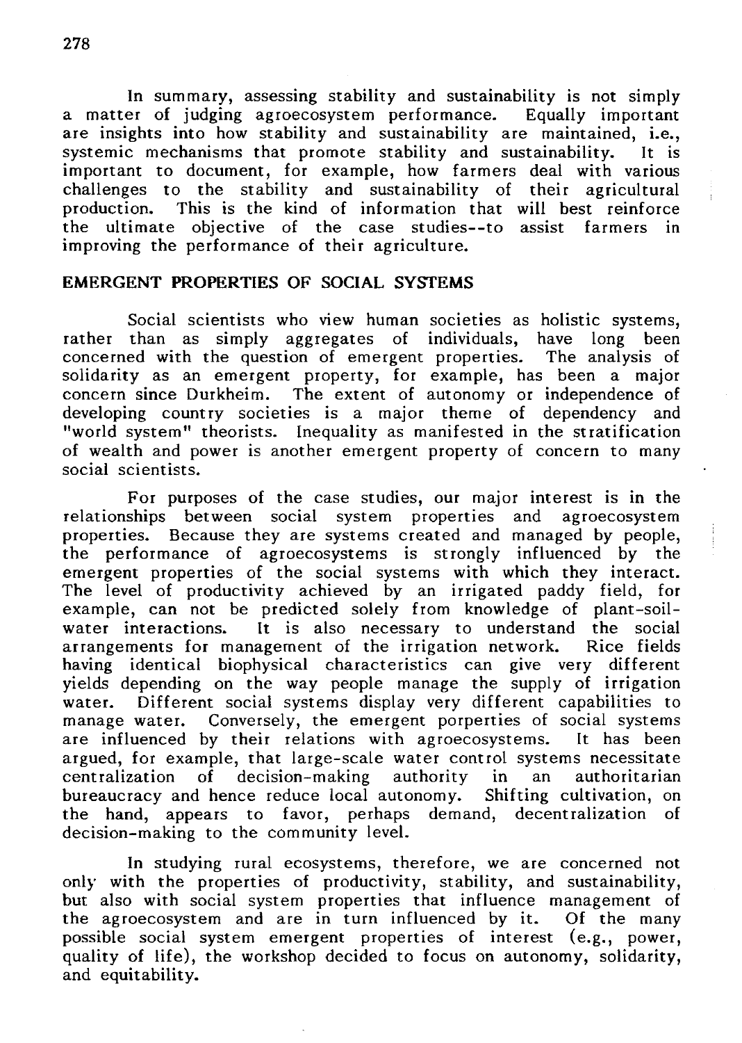In summary, assessing stability and sustainability is not simply a matter of judging agroecosystem performance. Equally important are insights into how stability and sustainability are maintained, i.e., systemic mechanisms that promote stability and sustainability. It is important to document, for example, how farmers deal with various challenges to the stability and sustainability of their agricultural production. This is the kind of information that will best reinforce the ultimate objective of the case studies--to assist farmers in improving the performance of their agriculture.

## EMERGENT PROPERTIES OF SOCIAL SYSTEMS

Social scientists who view human societies as holistic systems, rather than as simply aggregates of individuals, have long been concerned with the question of emergent properties. The analysis of solidarity as an emergent property, for example, has been a major concern since Durkheim. The extent of autonomy or independence of developing country societies is a major theme of dependency and "world system" theorists. Inequality as manifested in the stratification of wealth and power is another emergent property of concern to many social scientists.

For purposes of the case studies, our major interest is in the relationships between social system properties and agroecosystem properties. Because they are systems created and managed by people, the performance of agroecosystems is strongly influenced by the emergent properties of the social systems with which they interact. The level of productivity achieved by an irrigated paddy field, for example, can not be predicted solely from knowledge of plant-soil-water interactions. It is also necessary to understand the social arrangements for management of the irrigation network. Rice fields having identical biophysical characteristics can give very different yields depending on the way people manage the supply of irrigation water. Different social systems display very different capabilities to manage water. Conversely, the emergent porperties of social systems are influenced by their relations with agroecosystems. It has been argued, for example, that large-scale water control systems necessitate centralization of decision-making authority in an authoritarian bureaucracy and hence reduce local autonomy. Shifting cultivation, on the hand, appears to favor, perhaps demand, decentralization of decision-making to the community level.

In studying rural ecosystems, therefore, we are concerned not only with the properties of productivity, stability, and sustainability, but also with social system properties that influence management of the agroecosystem and are in turn influenced by it. Of the many possible social system emergent properties of interest (e.g., power, quality of life), the workshop decided to focus on autonomy, solidarity, and equitability.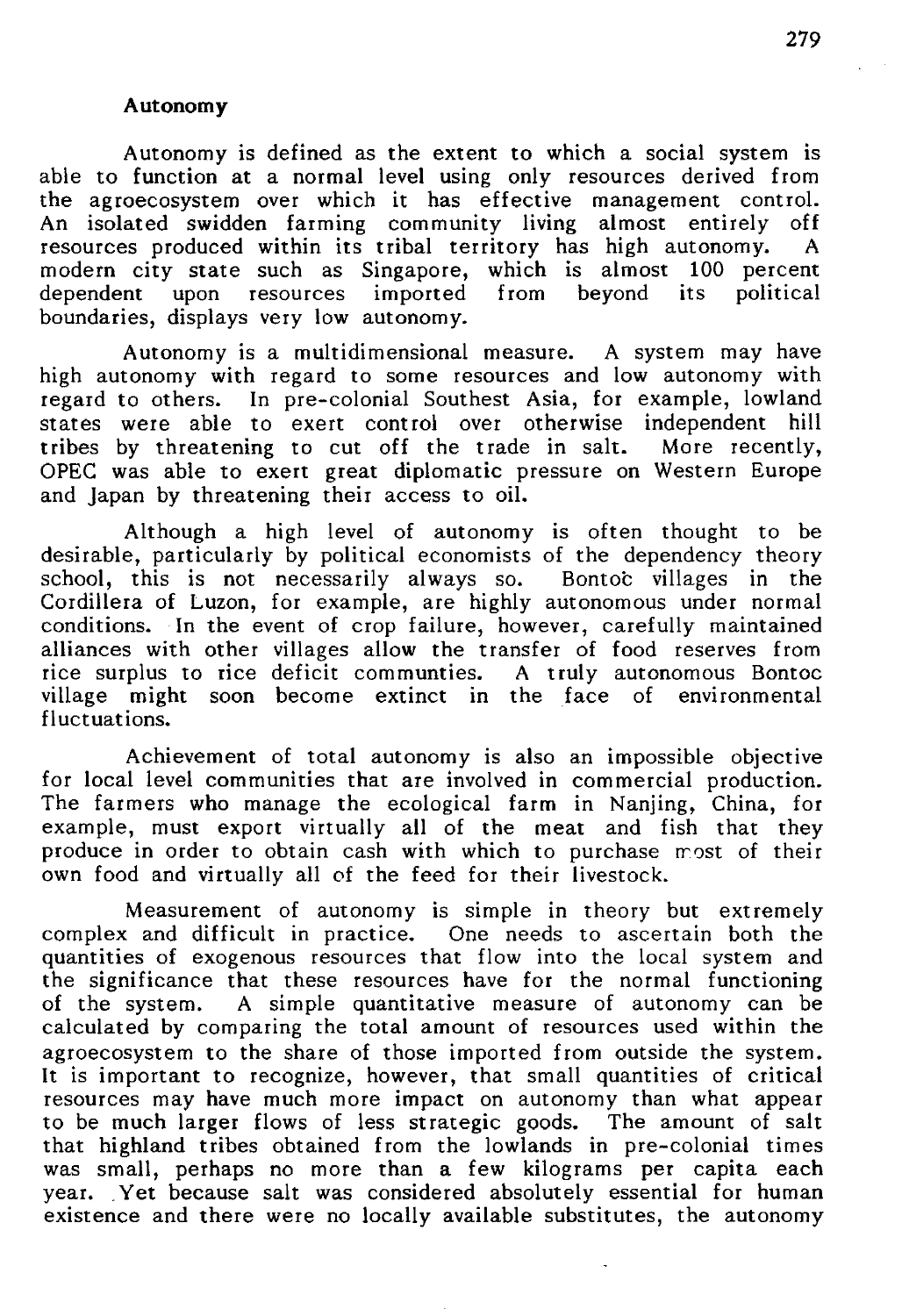### Autonomy

Autonomy is defined as the extent to which a social system is able to function at a normal level using only resources derived from the agroecosystem over which it has effective management control. An isolated swidden farming community living almost entirely off resources produced within its tribal territory has high autonomy. A modern city state such as Singapore, which is almost 100 percent dependent upon resources imported from beyond its political boundaries, displays very low autonomy.

Autonomy is a multidimensional measure. A system may have high autonomy with regard to some resources and low autonomy with regard to others. In pre-colonial Southest Asia, for example, lowland states were able to exert control over otherwise independent hill tribes by threatening to cut off the trade in salt. More recently, OPEC was able to exert great diplomatic pressure on Western Europe and Japan by threatening their access to oil.

Although a high level of autonomy is often thought to be desirable, particularly by political economists of the dependency theory school, this is not necessarily always so. Bontoc villages in the Cordillera of Luzon, for example, are highly autonomous under normal conditions. In the event of crop failure, however, carefully maintained alliances with other villages allow the transfer of food reserves from rice surplus to rice deficit communties. A truly autonomous Bontoc village might soon become extinct in the face of environmental fluctuations.

Achievement of total autonomy is also an impossible objective for local level communities that are involved in commercial production. The farmers who manage the ecological farm in Nanjing, China, for example, must export virtually all of the meat and fish that they produce in order to obtain cash with which to purchase most of their own food and virtually all of the feed for their livestock.

Measurement of autonomy is simple in theory but extremely complex and difficult in practice. One needs to ascertain both the quantities of exogenous resources that flow into the local system and the significance that these resources have for the normal functioning of the system. A simple quantitative measure of autonomy can be calculated by comparing the total amount of resources used within the agroecosystem to the share of those imported from outside the system. It is important to recognize, however, that small quantities of critical resources may have much more impact on autonomy than what appear to be much larger flows of less strategic goods. The amount of salt that highland tribes obtained from the lowlands in pre-colonial times was small, perhaps no more than a few kilograms per capita each year. Yet because salt was considered absolutely essential for human existence and there were no locally available substitutes, the autonomy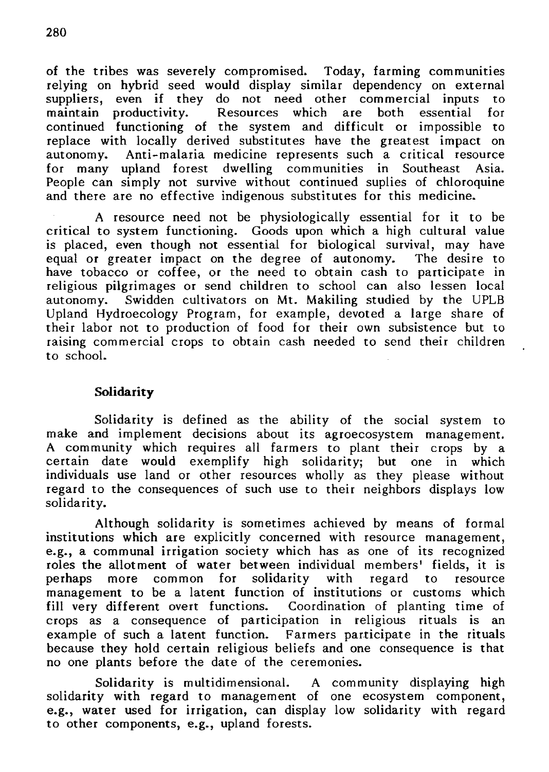of the tribes was severely compromised. Today, farming communities relying on hybrid seed would display similar dependency on external suppliers, even if they do not need other commercial inputs to maintain productivity. Resources which are both essential for continued functioning of the system and difficult or impossible to replace with locally derived substitutes have the greatest impact on autonomy. Anti-malaria medicine represents such a critical resource for many upland forest dwelling communities in Southeast Asia. People can simply not survive without continued suplies of chloroquine and there are no effective indigenous substitutes for this medicine.

A resource need not be physiologically essential for it to be critical to system functioning. Goods upon which a high cultural value is placed, even though not essential for biological survival, may have equal or greater impact on the degree of autonomy. The desire to have tobacco or coffee, or the need to obtain cash to participate in religious pilgrimages or send children to school can also lessen local autonomy. Swidden cultivators on Mt. Makiling studied by the UPLB Upland Hydroecology Program, for example, devoted a large share of their labor not to production of food for their own subsistence but to raising commercial crops to obtain cash needed to send their children to school.

### Solidarity

Solidarity is defined as the ability of the social system to make and implement decisions about its agroecosystem management. A community which requires all farmers to plant their crops by a certain date would exemplify high solidarity; but one in which individuals use land or other resources wholly as they please without regard to the consequences of such use to their neighbors displays low solidarity.

Although solidarity is sometimes achieved by means of formal institutions which are explicitly concerned with resource management, e.g., a communal irrigation society which has as one of its recognized roles the allotment of water between individual members' fields, it is perhaps more common for solidarity with regard to resource management to be a latent function of institutions or customs which fill very different overt functions. Coordination of planting time of crops as a consequence of participation in religious rituals is an example of such a latent function. Farmers participate in the rituals because they hold certain religious beliefs and one consequence is that no one plants before the date of the ceremonies.

Solidarity is multidimensional. A community displaying high solidarity with regard to management of one ecosystem component, e.g., water used for irrigation, can display low solidarity with regard to other components, e.g., upland forests.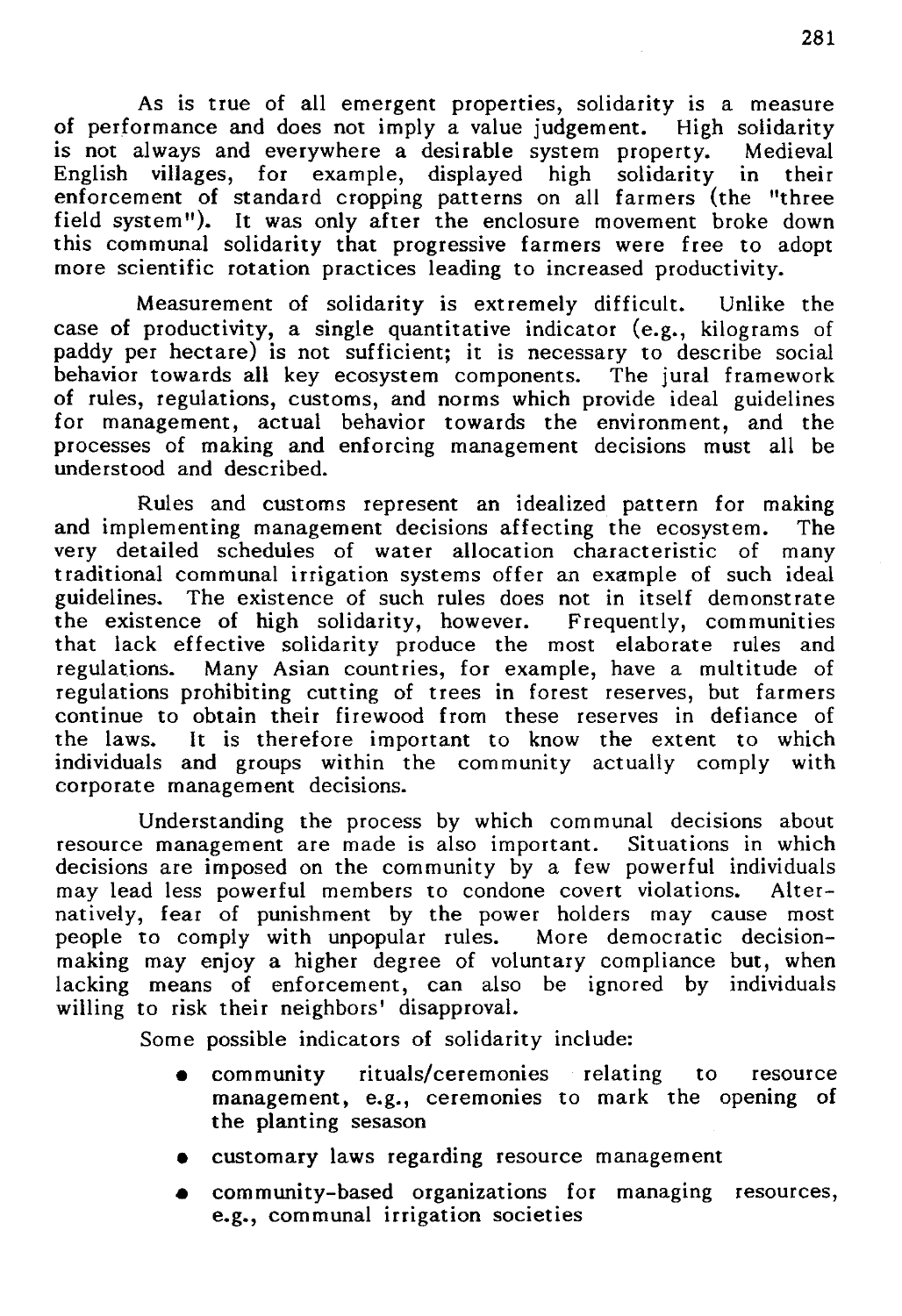As is true of all emergent properties, solidarity is a measure of performance and does not imply a value judgement. High solidarity is not always and everywhere a desirable system property. Medieval English villages, for example, displayed high solidarity in their enforcement of standard cropping patterns on all farmers (the "three field system"). It was only after the enclosure movement broke down this communal solidarity that progressive farmers were free to adopt more scientific rotation practices leading to increased productivity.

Measurement of solidarity is extremely difficult. Unlike the case of productivity, a single quantitative indicator (e.g., kilograms of paddy per hectare) is not sufficient; it is necessary to describe social behavior towards all key ecosystem components. The jural framework of rules, regulations, customs, and norms which provide ideal guidelines for management, actual behavior towards the environment, and the processes of making and enforcing management decisions must all be understood and described.

Rules and customs represent an idealized pattern for making and implementing management decisions affecting the ecosystem. The very detailed schedules of water allocation characteristic of many traditional communal irrigation systems offer an example of such ideal guidelines. The existence of such rules does not in itself demonstrate the existence of high solidarity, however. Frequently, communities that lack effective solidarity produce the most elaborate rules and regulations. Many Asian countries, for example, have a multitude of regulations prohibiting cutting of trees in forest reserves, but farmers continue to obtain their firewood from these reserves in defiance of the laws. It is therefore important to know the extent to which individuals and groups within the community actually comply with corporate management decisions.

Understanding the process by which communal decisions about resource management are made is also important. Situations in which decisions are imposed on the community by a few powerful individuals may lead less powerful members to condone covert violations. Alternatively, fear of punishment by the power holders may cause most people to comply with unpopular rules. More democratic decision-making may enjoy a higher degree of voluntary compliance but, when lacking means of enforcement, can also be ignored by individuals willing to risk their neighbors' disapproval.

Some possible indicators of solidarity include:

- community rituals/ceremonies relating to resource management, e.g., ceremonies to mark the opening of the planting sesason
- customary laws regarding resource management
- community-based organizations for managing resources, e.g., communal irrigation societies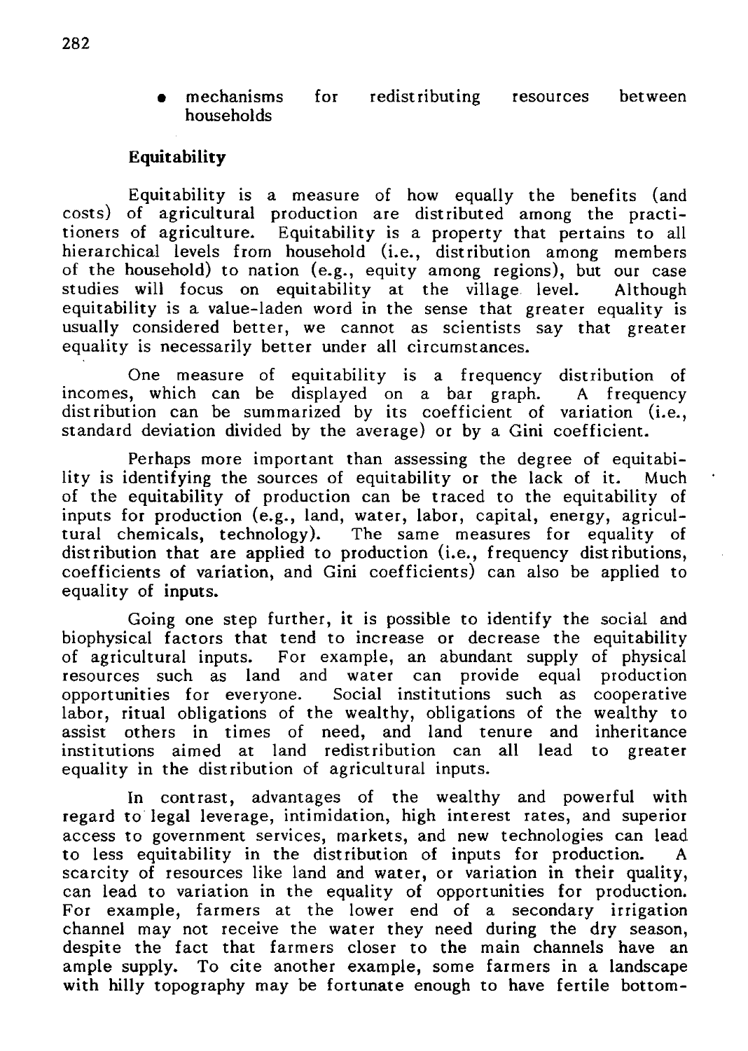- mechanisms for redistributing resources between households

### Equitability

Equitability is a measure of how equally the benefits (and costs) of agricultural production are distributed among the practitioners of agriculture. Equitability is a property that pertains to all hierarchical levels from household (i.e., distribution among members of the household) to nation (e.g., equity among regions), but our case studies will focus on equitability at the village level. Although equitability is a value-laden word in the sense that greater equality is usually considered better, we cannot as scientists say that greater equality is necessarily better under all circumstances.

One measure of equitability is a frequency distribution of incomes, which can be displayed on a bar graph. A frequency distribution can be summarized by its coefficient of variation (i.e., standard deviation divided by the average) or by a Gini coefficient.

Perhaps more important than assessing the degree of equitability is identifying the sources of equitability or the lack of it. Much of the equitability of production can be traced to the equitability of inputs for production (e.g., land, water, labor, capital, energy, agricultural chemicals, technology). The same measures for equality of distribution that are applied to production (i.e., frequency distributions, coefficients of variation, and Gini coefficients) can also be applied to equality of inputs.

Going one step further, it is possible to identify the social and biophysical factors that tend to increase or decrease the equitability of agricultural inputs. For example, an abundant supply of physical resources such as land and water can provide equal production opportunities for everyone. Social institutions such as cooperative labor, ritual obligations of the wealthy, obligations of the wealthy to assist others in times of need, and land tenure and inheritance institutions aimed at land redistribution can all lead to greater equality in the distribution of agricultural inputs.

In contrast, advantages of the wealthy and powerful with regard to legal leverage, intimidation, high interest rates, and superior access to government services, markets, and new technologies can lead to less equitability in the distribution of inputs for production. A scarcity of resources like land and water, or variation in their quality, can lead to variation in the equality of opportunities for production. For example, farmers at the lower end of a secondary irrigation channel may not receive the water they need during the dry season, despite the fact that farmers closer to the main channels have an ample supply. To cite another example, some farmers in a landscape with hilly topography may be fortunate enough to have fertile bottom-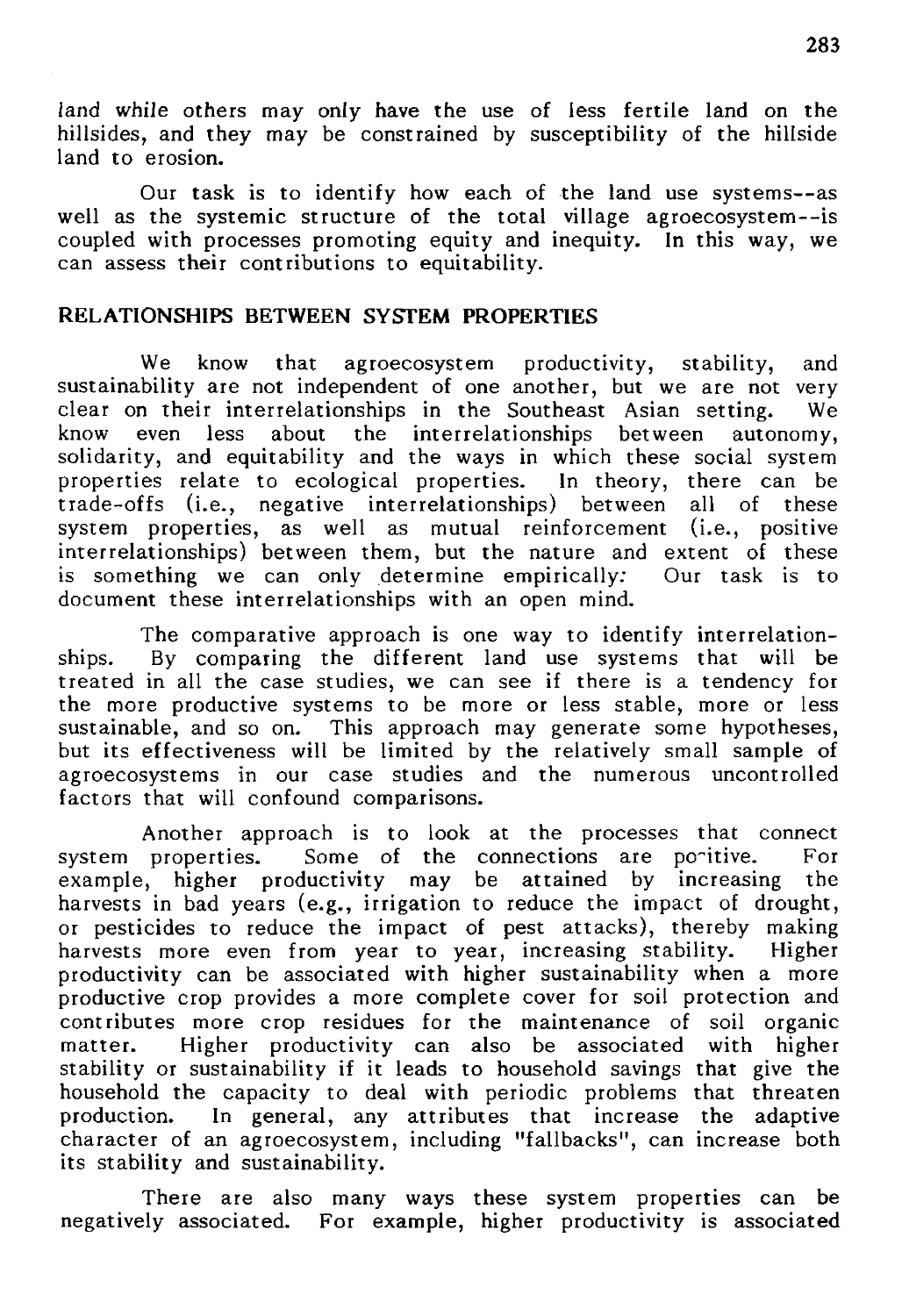land while others may only have the use of less fertile land on the hillsides, and they may be constrained by susceptibility of the hillside land to erosion.

Our task is to identify how each of the land use systems--as well as the systemic structure of the total village agroecosystem--is coupled with processes promoting equity and inequity. In this way, we can assess their contributions to equitability.

## RELATIONSHIPS BETWEEN SYSTEM PROPERTIES

We know that agroecosystem productivity, stability, and sustainability are not independent of one another, but we are not very clear on their interrelationships in the Southeast Asian setting. We know even less about the interrelationships between autonomy, solidarity, and equitability and the ways in which these social system properties relate to ecological properties. In theory, there can be trade-offs (i.e., negative interrelationships) between all of these system properties, as well as mutual reinforcement (i.e., positive interrelationships) between them, but the nature and extent of these is something we can only determine empirically. Our task is to document these interrelationships with an open mind.

The comparative approach is one way to identify interrelationships. By comparing the different land use systems that will be treated in all the case studies, we can see if there is a tendency for the more productive systems to be more or less stable, more or less sustainable, and so on. This approach may generate some hypotheses, but its effectiveness will be limited by the relatively small sample of agroecosystems in our case studies and the numerous uncontrolled factors that will confound comparisons.

Another approach is to look at the processes that connect system properties. Some of the connections are positive. For example, higher productivity may be attained by increasing the harvests in bad years (e.g., irrigation to reduce the impact of drought, or pesticides to reduce the impact of pest attacks), thereby making harvests more even from year to year, increasing stability. Higher productivity can be associated with higher sustainability when a more productive crop provides a more complete cover for soil protection and contributes more crop residues for the maintenance of soil organic matter. Higher productivity can also be associated with higher stability or sustainability if it leads to household savings that give the household the capacity to deal with periodic problems that threaten production. In general, any attributes that increase the adaptive character of an agroecosystem, including "fallbacks", can increase both its stability and sustainability.

There are also many ways these system properties can be negatively associated. For example, higher productivity is associated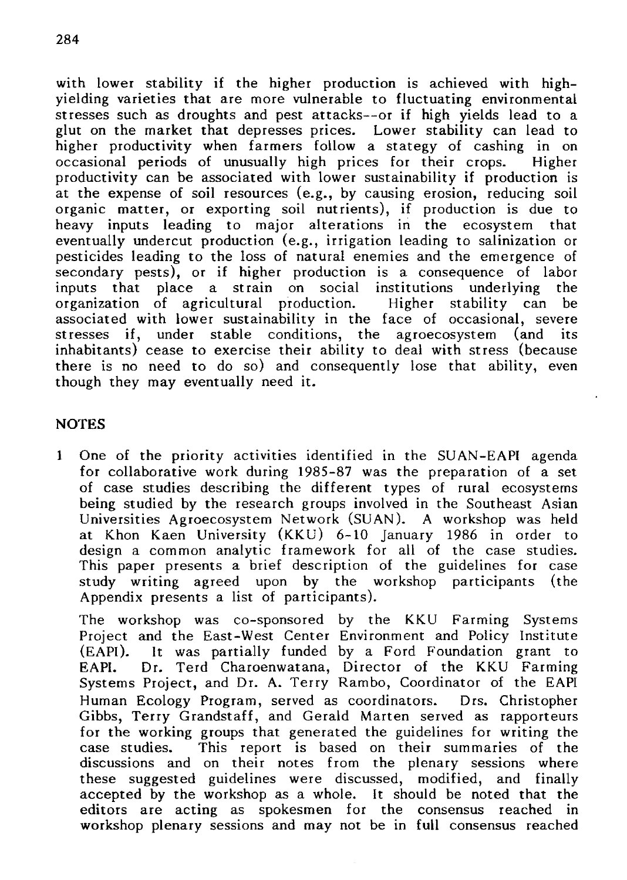with lower stability if the higher production is achieved with high-yielding varieties that are more vulnerable to fluctuating environmental stresses such as droughts and pest attacks--or if high yields lead to a glut on the market that depresses prices. Lower stability can lead to higher productivity when farmers follow a stategy of cashing in on occasional periods of unusually high prices for their crops. Higher productivity can be associated with lower sustainability if production is at the expense of soil resources (e.g., by causing erosion, reducing soil organic matter, or exporting soil nutrients), if production is due to heavy inputs leading to major alterations in the ecosystem that eventually undercut production (e.g., irrigation leading to salinization or pesticides leading to the loss of natural enemies and the emergence of secondary pests), or if higher production is a consequence of labor inputs that place a strain on social institutions underlying the organization of agricultural production. Higher stability can be associated with lower sustainability in the face of occasional, severe stresses if, under stable conditions, the agroecosystem (and its inhabitants) cease to exercise their ability to deal with stress (because there is no need to do so) and consequently lose that ability, even though they may eventually need it.

## NOTES

1 One of the priority activities identified in the SUAN-EAPI agenda for collaborative work during 1985-87 was the preparation of a set of case studies describing the different types of rural ecosystems being studied by the research groups involved in the Southeast Asian Universities Agroecosystem Network (SUAN). A workshop was held at Khon Kaen University (KKU) 6-10 January 1986 in order to design a common analytic framework for all of the case studies. This paper presents a brief description of the guidelines for case study writing agreed upon by the workshop participants (the Appendix presents a list of participants).

The workshop was co-sponsored by the KKU Farming Systems Project and the East-West Center Environment and Policy Institute (EAPI). It was partially funded by a Ford Foundation grant to EAPI. Dr. Terd Charoenwatana, Director of the KKU Farming Systems Project, and Dr. A. Terry Rambo, Coordinator of the EAPI Human Ecology Program, served as coordinators. Drs. Christopher Gibbs, Terry Grandstaff, and Gerald Marten served as rapporteurs for the working groups that generated the guidelines for writing the case studies. This report is based on their summaries of the discussions and on their notes from the plenary sessions where these suggested guidelines were discussed, modified, and finally accepted by the workshop as a whole. It should be noted that the editors are acting as spokesmen for the consensus reached in workshop plenary sessions and may not be in full consensus reached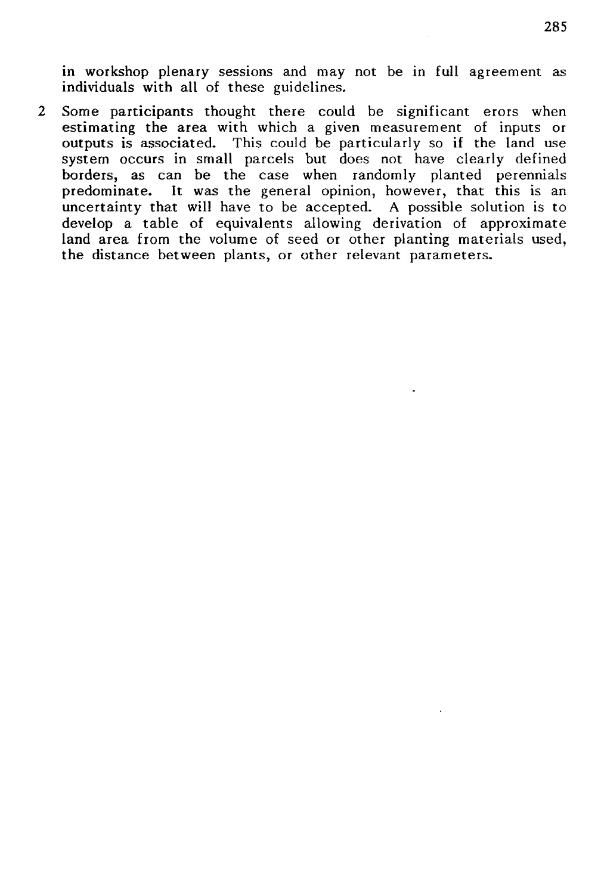in workshop plenary sessions and may not be in full agreement as individuals with all of these guidelines.

2 Some participants thought there could be significant erors when estimating the area with which a given measurement of inputs or outputs is associated. This could be particularly so if the land use system occurs in small parcels but does not have clearly defined borders, as can be the case when randomly planted perennials predominate. It was the general opinion, however, that this is an uncertainty that will have to be accepted. A possible solution is to develop a table of equivalents allowing derivation of approximate land area from the volume of seed or other planting materials used, the distance between plants, or other relevant parameters.